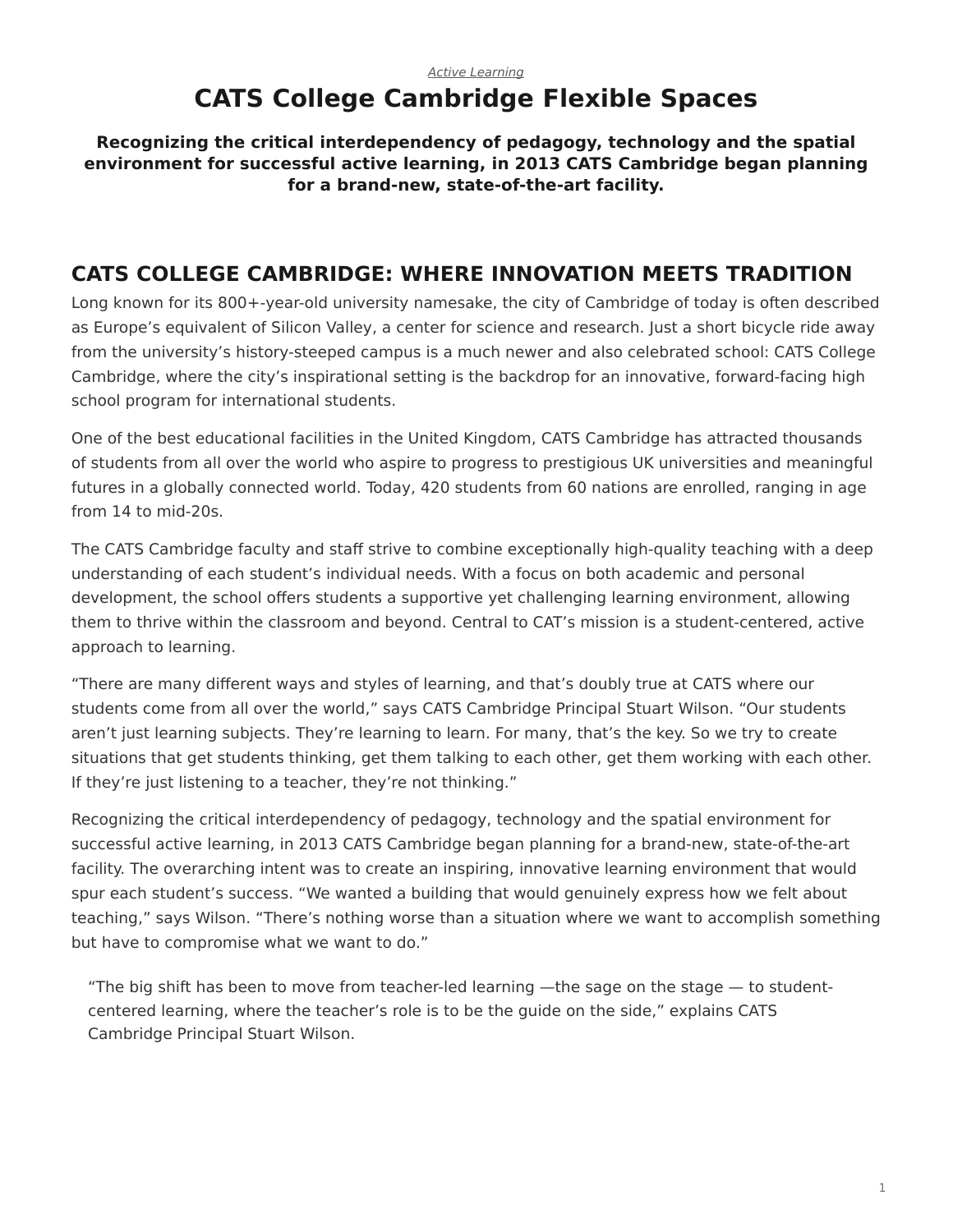*Active Learning*

# CATS College Cambridge Flexible Spaces

**Recognizing the critical interdependency of pedagogy, technology and the spatial environment for successful active learning, in 2013 CATS Cambridge began planning for a brand-new, state-of-the-art facility.**

## CATS COLLEGE CAMBRIDGE: WHERE INNOVATION MEETS TRADITION

Long known for its 800+-year-old university namesake, the city of Cambridge of today is often described as Europe's equivalent of Silicon Valley, a center for science and research. Just a short bicycle ride away from the university's history-steeped campus is a much newer and also celebrated school: CATS College Cambridge, where the city's inspirational setting is the backdrop for an innovative, forward-facing high school program for international students.

One of the best educational facilities in the United Kingdom, CATS Cambridge has attracted thousands of students from all over the world who aspire to progress to prestigious UK universities and meaningful futures in a globally connected world. Today, 420 students from 60 nations are enrolled, ranging in age from 14 to mid-20s.

The CATS Cambridge faculty and staff strive to combine exceptionally high-quality teaching with a deep understanding of each student's individual needs. With a focus on both academic and personal development, the school offers students a supportive yet challenging learning environment, allowing them to thrive within the classroom and beyond. Central to CAT's mission is a student-centered, active approach to learning.

"There are many different ways and styles of learning, and that's doubly true at CATS where our students come from all over the world," says CATS Cambridge Principal Stuart Wilson. "Our students aren't just learning subjects. They're learning to learn. For many, that's the key. So we try to create situations that get students thinking, get them talking to each other, get them working with each other. If they're just listening to a teacher, they're not thinking."

Recognizing the critical interdependency of pedagogy, technology and the spatial environment for successful active learning, in 2013 CATS Cambridge began planning for a brand-new, state-of-the-art facility. The overarching intent was to create an inspiring, innovative learning environment that would spur each student's success. "We wanted a building that would genuinely express how we felt about teaching," says Wilson. "There's nothing worse than a situation where we want to accomplish something but have to compromise what we want to do."

> "The big shift has been to move from teacher-led learning —the sage on the stage — to student-centered learning, where the teacher's role is to be the guide on the side," explains CATS Cambridge Principal Stuart Wilson.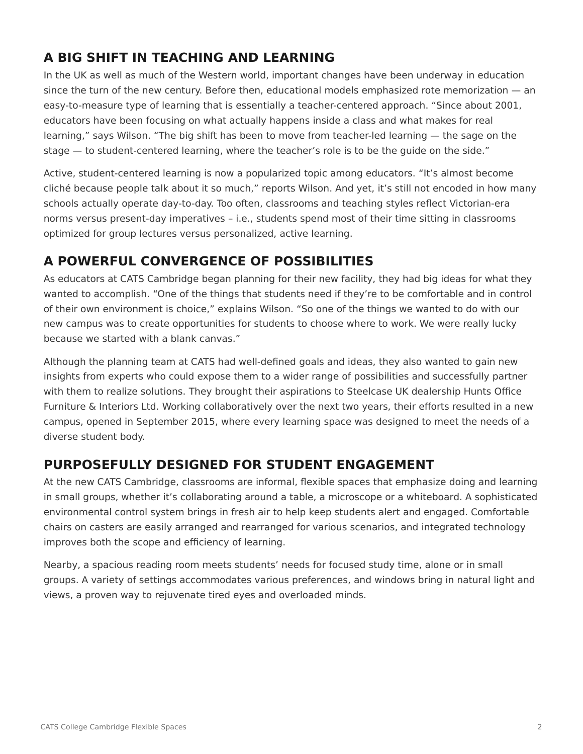## A BIG SHIFT IN TEACHING AND LEARNING

In the UK as well as much of the Western world, important changes have been underway in education since the turn of the new century. Before then, educational models emphasized rote memorization — an easy-to-measure type of learning that is essentially a teacher-centered approach. "Since about 2001, educators have been focusing on what actually happens inside a class and what makes for real learning," says Wilson. "The big shift has been to move from teacher-led learning — the sage on the stage — to student-centered learning, where the teacher's role is to be the guide on the side."

Active, student-centered learning is now a popularized topic among educators. "It's almost become cliché because people talk about it so much," reports Wilson. And yet, it's still not encoded in how many schools actually operate day-to-day. Too often, classrooms and teaching styles reflect Victorian-era norms versus present-day imperatives – i.e., students spend most of their time sitting in classrooms optimized for group lectures versus personalized, active learning.

## A POWERFUL CONVERGENCE OF POSSIBILITIES

As educators at CATS Cambridge began planning for their new facility, they had big ideas for what they wanted to accomplish. "One of the things that students need if they're to be comfortable and in control of their own environment is choice," explains Wilson. "So one of the things we wanted to do with our new campus was to create opportunities for students to choose where to work. We were really lucky because we started with a blank canvas."

Although the planning team at CATS had well-defined goals and ideas, they also wanted to gain new insights from experts who could expose them to a wider range of possibilities and successfully partner with them to realize solutions. They brought their aspirations to Steelcase UK dealership Hunts Office Furniture & Interiors Ltd. Working collaboratively over the next two years, their efforts resulted in a new campus, opened in September 2015, where every learning space was designed to meet the needs of a diverse student body.

## PURPOSEFULLY DESIGNED FOR STUDENT ENGAGEMENT

At the new CATS Cambridge, classrooms are informal, flexible spaces that emphasize doing and learning in small groups, whether it's collaborating around a table, a microscope or a whiteboard. A sophisticated environmental control system brings in fresh air to help keep students alert and engaged. Comfortable chairs on casters are easily arranged and rearranged for various scenarios, and integrated technology improves both the scope and efficiency of learning.

Nearby, a spacious reading room meets students' needs for focused study time, alone or in small groups. A variety of settings accommodates various preferences, and windows bring in natural light and views, a proven way to rejuvenate tired eyes and overloaded minds.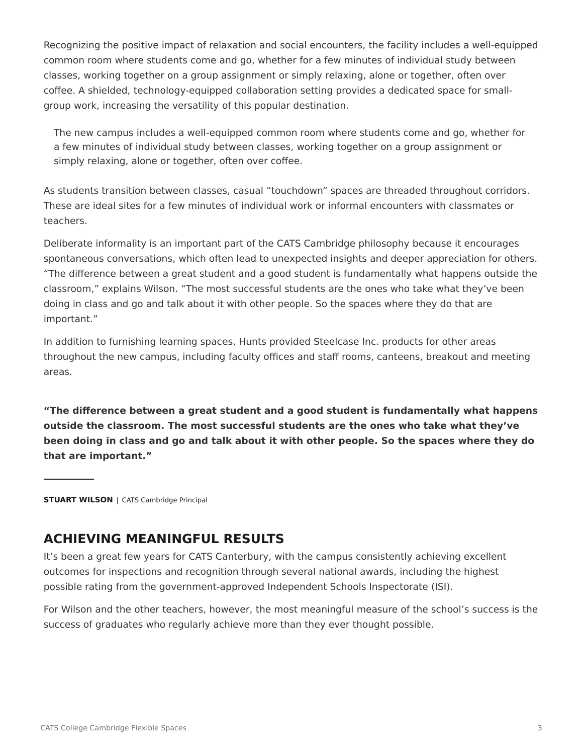Recognizing the positive impact of relaxation and social encounters, the facility includes a well-equipped common room where students come and go, whether for a few minutes of individual study between classes, working together on a group assignment or simply relaxing, alone or together, often over coffee. A shielded, technology-equipped collaboration setting provides a dedicated space for small-group work, increasing the versatility of this popular destination.

> The new campus includes a well-equipped common room where students come and go, whether for a few minutes of individual study between classes, working together on a group assignment or simply relaxing, alone or together, often over coffee.

As students transition between classes, casual "touchdown" spaces are threaded throughout corridors. These are ideal sites for a few minutes of individual work or informal encounters with classmates or teachers.

Deliberate informality is an important part of the CATS Cambridge philosophy because it encourages spontaneous conversations, which often lead to unexpected insights and deeper appreciation for others. "The difference between a great student and a good student is fundamentally what happens outside the classroom," explains Wilson. "The most successful students are the ones who take what they've been doing in class and go and talk about it with other people. So the spaces where they do that are important."

In addition to furnishing learning spaces, Hunts provided Steelcase Inc. products for other areas throughout the new campus, including faculty offices and staff rooms, canteens, breakout and meeting areas.

**"The difference between a great student and a good student is fundamentally what happens outside the classroom. The most successful students are the ones who take what they've been doing in class and go and talk about it with other people. So the spaces where they do that are important."**

**STUART WILSON** | CATS Cambridge Principal

## ACHIEVING MEANINGFUL RESULTS

It's been a great few years for CATS Canterbury, with the campus consistently achieving excellent outcomes for inspections and recognition through several national awards, including the highest possible rating from the government-approved Independent Schools Inspectorate (ISI).

For Wilson and the other teachers, however, the most meaningful measure of the school's success is the success of graduates who regularly achieve more than they ever thought possible.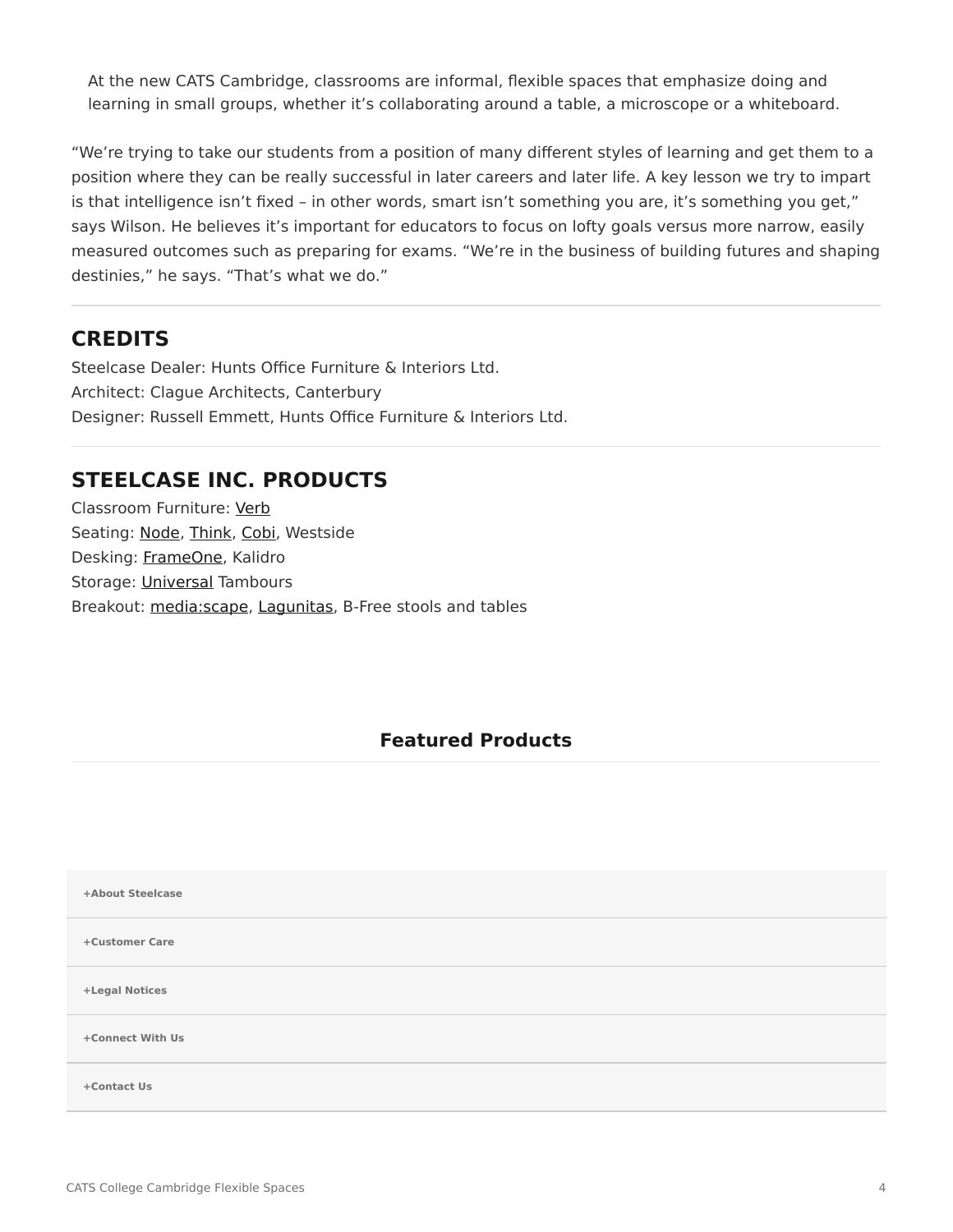At the new CATS Cambridge, classrooms are informal, flexible spaces that emphasize doing and learning in small groups, whether it's collaborating around a table, a microscope or a whiteboard.

"We're trying to take our students from a position of many different styles of learning and get them to a position where they can be really successful in later careers and later life. A key lesson we try to impart is that intelligence isn't fixed – in other words, smart isn't something you are, it's something you get," says Wilson. He believes it's important for educators to focus on lofty goals versus more narrow, easily measured outcomes such as preparing for exams. "We're in the business of building futures and shaping destinies," he says. "That's what we do."

---

## CREDITS

Steelcase Dealer: Hunts Office Furniture & Interiors Ltd.
Architect: Clague Architects, Canterbury
Designer: Russell Emmett, Hunts Office Furniture & Interiors Ltd.

---

## STEELCASE INC. PRODUCTS

Classroom Furniture: Verb
Seating: Node, Think, Cobi, Westside
Desking: FrameOne, Kalidro
Storage: Universal Tambours
Breakout: media:scape, Lagunitas, B-Free stools and tables

### Featured Products

+About Steelcase

+Customer Care

+Legal Notices

+Connect With Us

+Contact Us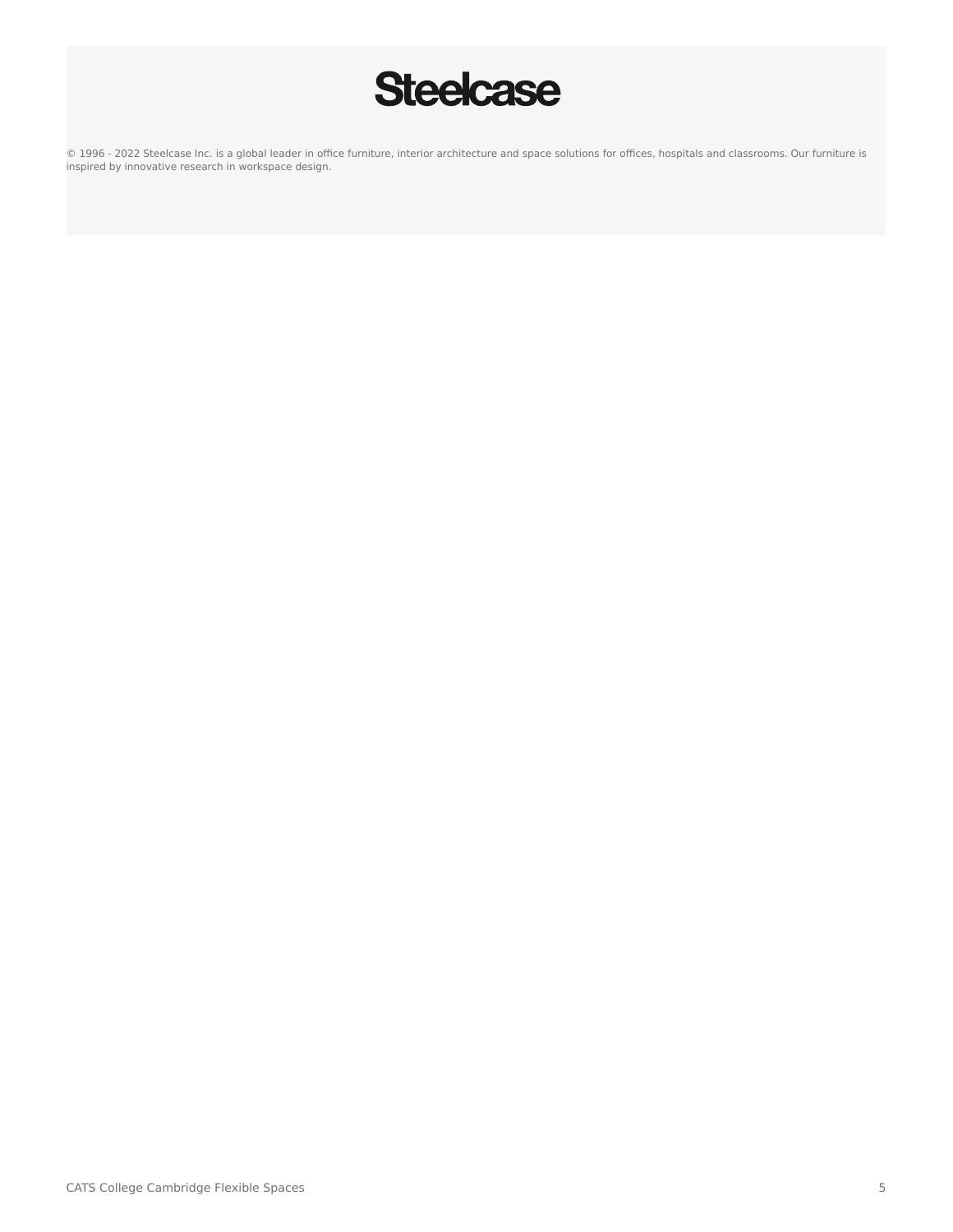Steelcase

© 1996 - 2022 Steelcase Inc. is a global leader in office furniture, interior architecture and space solutions for offices, hospitals and classrooms. Our furniture is inspired by innovative research in workspace design.